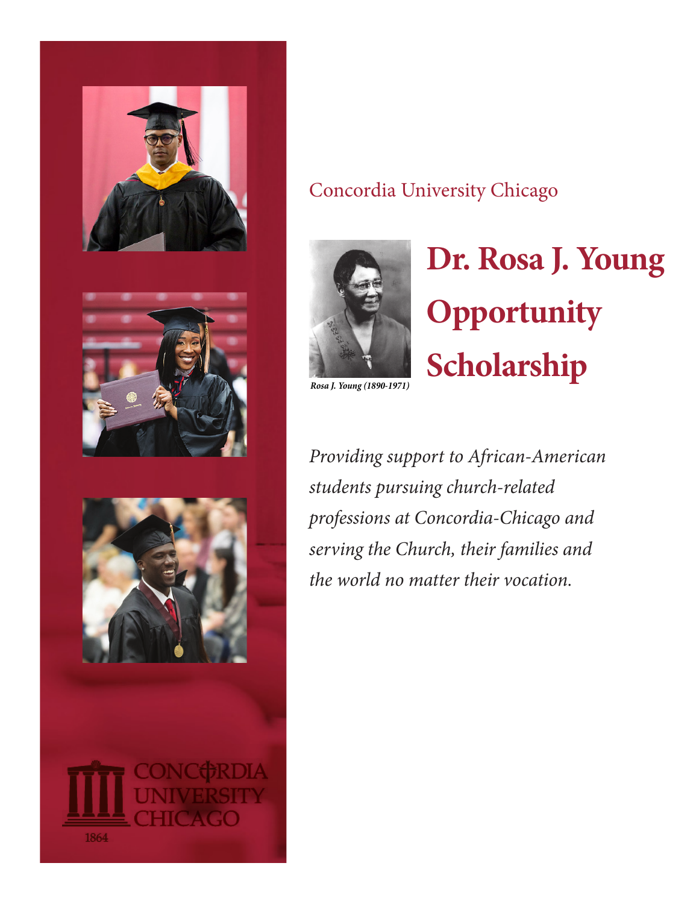Concordia University Chicago

# Dr. Rosa J. Young Opportunity Scholarship

*Rosa J. Young (1890-1971)*

*Providing support to African-American students pursuing church-related professions at Concordia-Chicago and serving the Church, their families and the world no matter their vocation.*

CONCORDIA UNIVERSITY CHICAGO

1864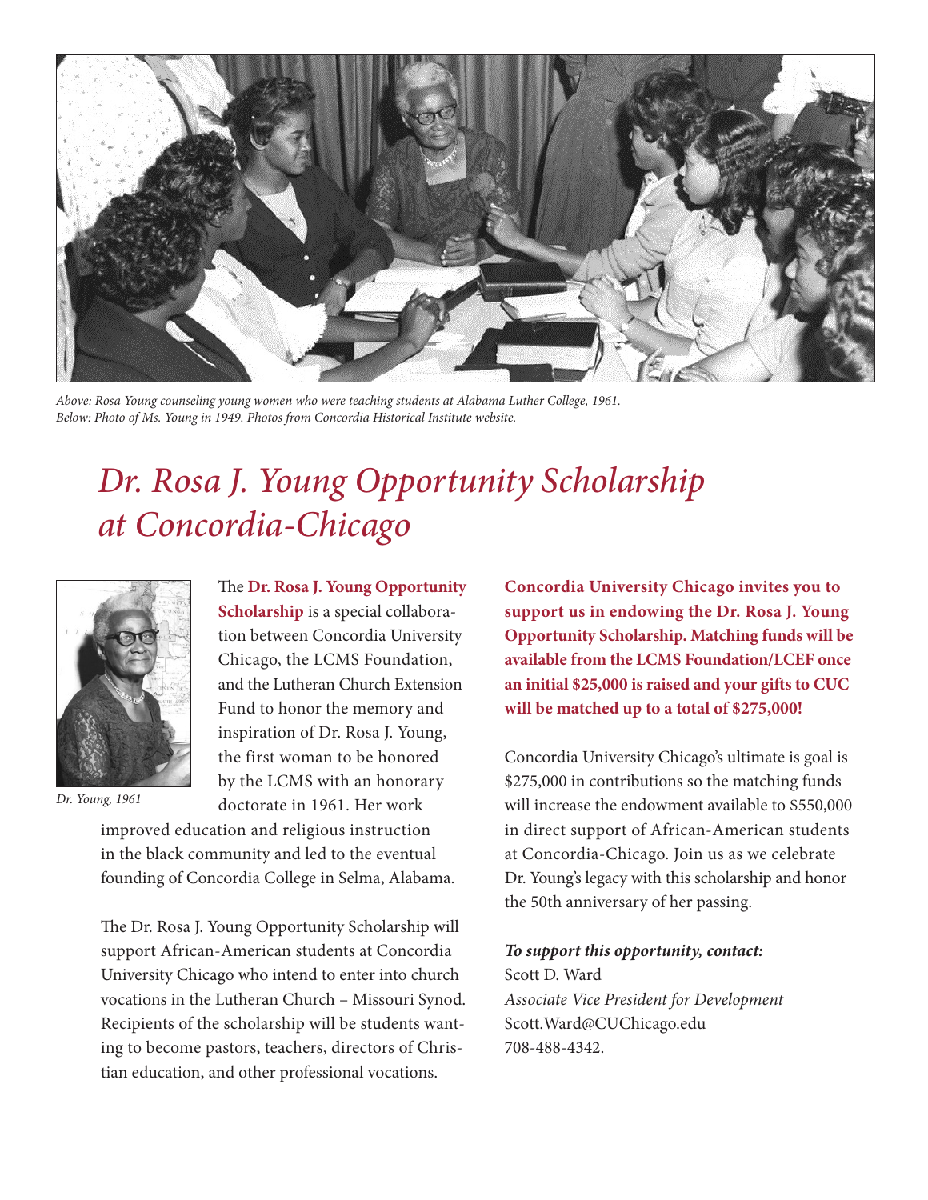*Above: Rosa Young counseling young women who were teaching students at Alabama Luther College, 1961.*
*Below: Photo of Ms. Young in 1949. Photos from Concordia Historical Institute website.*

# *Dr. Rosa J. Young Opportunity Scholarship at Concordia-Chicago*

*Dr. Young, 1961*

The **Dr. Rosa J. Young Opportunity Scholarship** is a special collaboration between Concordia University Chicago, the LCMS Foundation, and the Lutheran Church Extension Fund to honor the memory and inspiration of Dr. Rosa J. Young, the first woman to be honored by the LCMS with an honorary doctorate in 1961. Her work improved education and religious instruction in the black community and led to the eventual founding of Concordia College in Selma, Alabama.

The Dr. Rosa J. Young Opportunity Scholarship will support African-American students at Concordia University Chicago who intend to enter into church vocations in the Lutheran Church – Missouri Synod. Recipients of the scholarship will be students wanting to become pastors, teachers, directors of Christian education, and other professional vocations.

**Concordia University Chicago invites you to support us in endowing the Dr. Rosa J. Young Opportunity Scholarship. Matching funds will be available from the LCMS Foundation/LCEF once an initial $25,000 is raised and your gifts to CUC will be matched up to a total of $275,000!**

Concordia University Chicago's ultimate is goal is $275,000 in contributions so the matching funds will increase the endowment available to $550,000 in direct support of African-American students at Concordia-Chicago. Join us as we celebrate Dr. Young's legacy with this scholarship and honor the 50th anniversary of her passing.

***To support this opportunity, contact:***
Scott D. Ward
*Associate Vice President for Development*
Scott.Ward@CUChicago.edu
708-488-4342.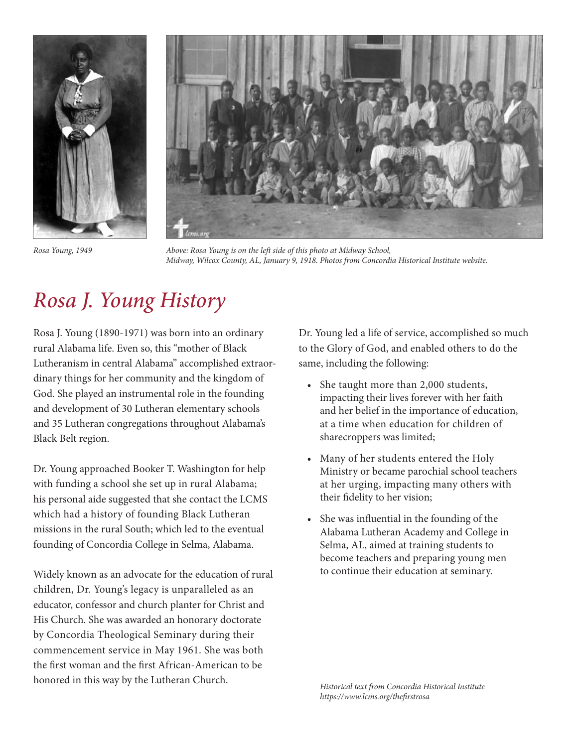*Rosa Young, 1949*

*Above: Rosa Young is on the left side of this photo at Midway School, Midway, Wilcox County, AL, January 9, 1918. Photos from Concordia Historical Institute website.*

# *Rosa J. Young History*

Rosa J. Young (1890-1971) was born into an ordinary rural Alabama life. Even so, this "mother of Black Lutheranism in central Alabama" accomplished extraordinary things for her community and the kingdom of God. She played an instrumental role in the founding and development of 30 Lutheran elementary schools and 35 Lutheran congregations throughout Alabama's Black Belt region.

Dr. Young approached Booker T. Washington for help with funding a school she set up in rural Alabama; his personal aide suggested that she contact the LCMS which had a history of founding Black Lutheran missions in the rural South; which led to the eventual founding of Concordia College in Selma, Alabama.

Widely known as an advocate for the education of rural children, Dr. Young's legacy is unparalleled as an educator, confessor and church planter for Christ and His Church. She was awarded an honorary doctorate by Concordia Theological Seminary during their commencement service in May 1961. She was both the first woman and the first African-American to be honored in this way by the Lutheran Church.

Dr. Young led a life of service, accomplished so much to the Glory of God, and enabled others to do the same, including the following:

- She taught more than 2,000 students, impacting their lives forever with her faith and her belief in the importance of education, at a time when education for children of sharecroppers was limited;
- Many of her students entered the Holy Ministry or became parochial school teachers at her urging, impacting many others with their fidelity to her vision;
- She was influential in the founding of the Alabama Lutheran Academy and College in Selma, AL, aimed at training students to become teachers and preparing young men to continue their education at seminary.

*Historical text from Concordia Historical Institute*
*https://www.lcms.org/thefirstrosa*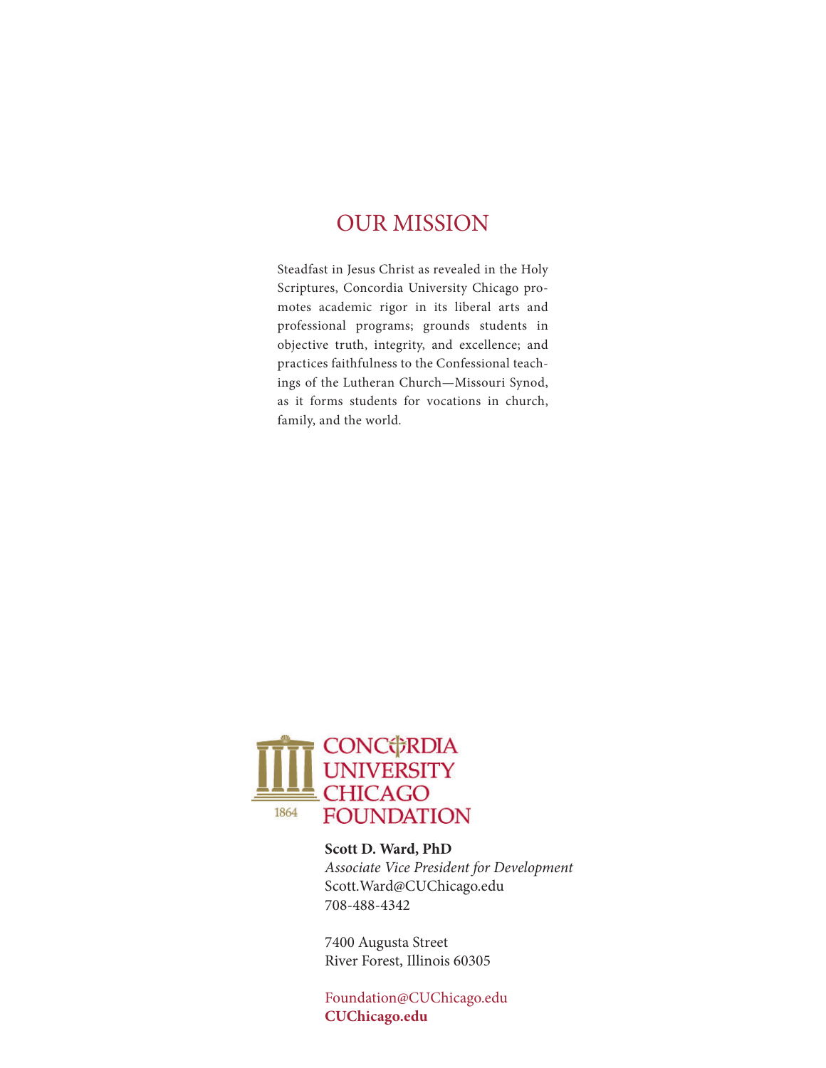# OUR MISSION

Steadfast in Jesus Christ as revealed in the Holy Scriptures, Concordia University Chicago promotes academic rigor in its liberal arts and professional programs; grounds students in objective truth, integrity, and excellence; and practices faithfulness to the Confessional teachings of the Lutheran Church—Missouri Synod, as it forms students for vocations in church, family, and the world.

CONCORDIA UNIVERSITY CHICAGO FOUNDATION

1864

**Scott D. Ward, PhD**
*Associate Vice President for Development*
Scott.Ward@CUChicago.edu
708-488-4342

7400 Augusta Street
River Forest, Illinois 60305

Foundation@CUChicago.edu
**CUChicago.edu**